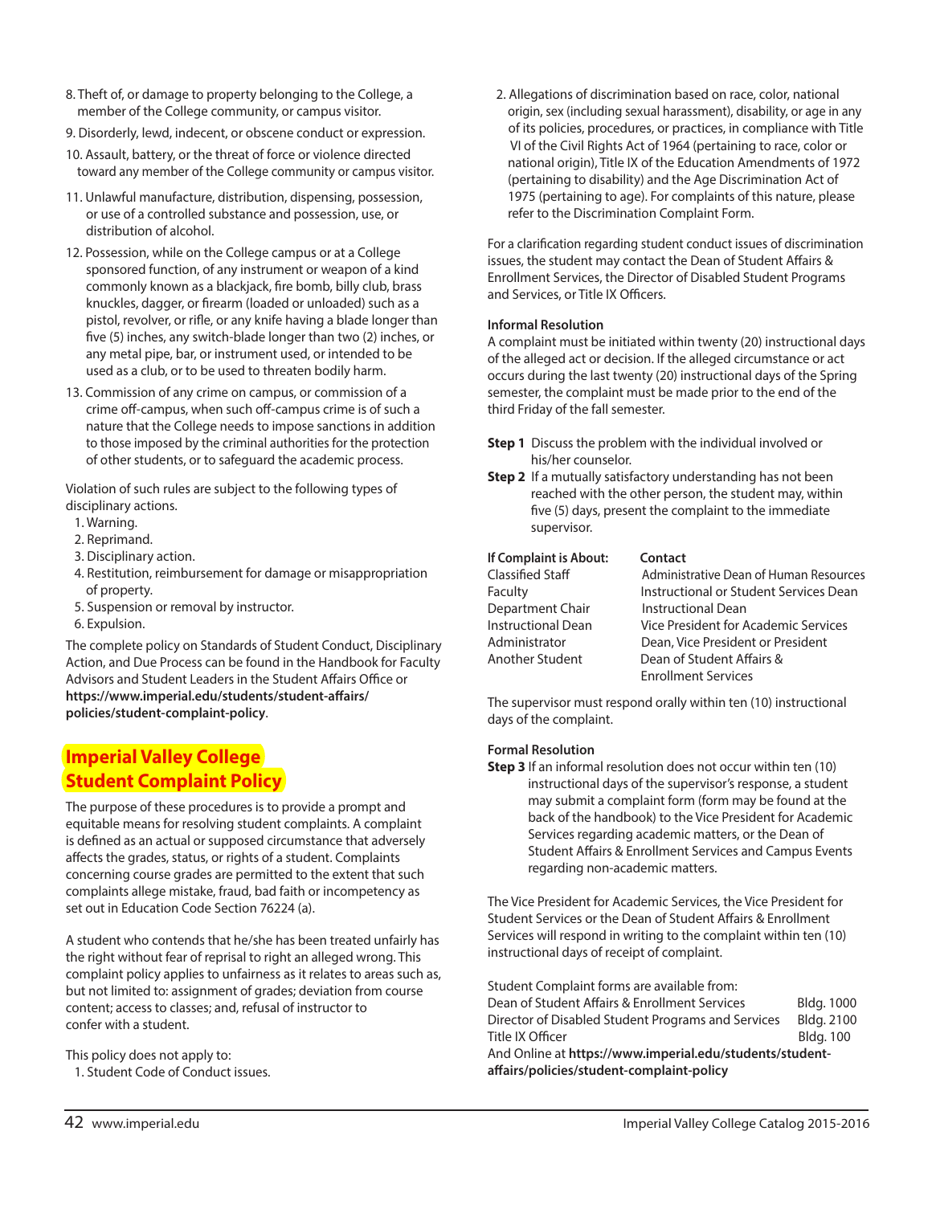8. Theft of, or damage to property belonging to the College, a member of the College community, or campus visitor.
9. Disorderly, lewd, indecent, or obscene conduct or expression.
10. Assault, battery, or the threat of force or violence directed toward any member of the College community or campus visitor.
11. Unlawful manufacture, distribution, dispensing, possession, or use of a controlled substance and possession, use, or distribution of alcohol.
12. Possession, while on the College campus or at a College sponsored function, of any instrument or weapon of a kind commonly known as a blackjack, fire bomb, billy club, brass knuckles, dagger, or firearm (loaded or unloaded) such as a pistol, revolver, or rifle, or any knife having a blade longer than five (5) inches, any switch-blade longer than two (2) inches, or any metal pipe, bar, or instrument used, or intended to be used as a club, or to be used to threaten bodily harm.
13. Commission of any crime on campus, or commission of a crime off-campus, when such off-campus crime is of such a nature that the College needs to impose sanctions in addition to those imposed by the criminal authorities for the protection of other students, or to safeguard the academic process.

Violation of such rules are subject to the following types of disciplinary actions.

1. Warning.
2. Reprimand.
3. Disciplinary action.
4. Restitution, reimbursement for damage or misappropriation of property.
5. Suspension or removal by instructor.
6. Expulsion.

The complete policy on Standards of Student Conduct, Disciplinary Action, and Due Process can be found in the Handbook for Faculty Advisors and Student Leaders in the Student Affairs Office or **https://www.imperial.edu/students/student-affairs/policies/student-complaint-policy**.

## Imperial Valley College Student Complaint Policy

The purpose of these procedures is to provide a prompt and equitable means for resolving student complaints. A complaint is defined as an actual or supposed circumstance that adversely affects the grades, status, or rights of a student. Complaints concerning course grades are permitted to the extent that such complaints allege mistake, fraud, bad faith or incompetency as set out in Education Code Section 76224 (a).

A student who contends that he/she has been treated unfairly has the right without fear of reprisal to right an alleged wrong. This complaint policy applies to unfairness as it relates to areas such as, but not limited to: assignment of grades; deviation from course content; access to classes; and, refusal of instructor to confer with a student.

This policy does not apply to:

1. Student Code of Conduct issues.
2. Allegations of discrimination based on race, color, national origin, sex (including sexual harassment), disability, or age in any of its policies, procedures, or practices, in compliance with Title VI of the Civil Rights Act of 1964 (pertaining to race, color or national origin), Title IX of the Education Amendments of 1972 (pertaining to disability) and the Age Discrimination Act of 1975 (pertaining to age). For complaints of this nature, please refer to the Discrimination Complaint Form.

For a clarification regarding student conduct issues of discrimination issues, the student may contact the Dean of Student Affairs & Enrollment Services, the Director of Disabled Student Programs and Services, or Title IX Officers.

**Informal Resolution**

A complaint must be initiated within twenty (20) instructional days of the alleged act or decision. If the alleged circumstance or act occurs during the last twenty (20) instructional days of the Spring semester, the complaint must be made prior to the end of the third Friday of the fall semester.

**Step 1** Discuss the problem with the individual involved or his/her counselor.

**Step 2** If a mutually satisfactory understanding has not been reached with the other person, the student may, within five (5) days, present the complaint to the immediate supervisor.

| If Complaint is About: | Contact |
|---|---|
| Classified Staff | Administrative Dean of Human Resources |
| Faculty | Instructional or Student Services Dean |
| Department Chair | Instructional Dean |
| Instructional Dean | Vice President for Academic Services |
| Administrator | Dean, Vice President or President |
| Another Student | Dean of Student Affairs & Enrollment Services |

The supervisor must respond orally within ten (10) instructional days of the complaint.

**Formal Resolution**

**Step 3** If an informal resolution does not occur within ten (10) instructional days of the supervisor's response, a student may submit a complaint form (form may be found at the back of the handbook) to the Vice President for Academic Services regarding academic matters, or the Dean of Student Affairs & Enrollment Services and Campus Events regarding non-academic matters.

The Vice President for Academic Services, the Vice President for Student Services or the Dean of Student Affairs & Enrollment Services will respond in writing to the complaint within ten (10) instructional days of receipt of complaint.

Student Complaint forms are available from:

| | |
|---|---|
| Dean of Student Affairs & Enrollment Services | Bldg. 1000 |
| Director of Disabled Student Programs and Services | Bldg. 2100 |
| Title IX Officer | Bldg. 100 |

And Online at **https://www.imperial.edu/students/student-affairs/policies/student-complaint-policy**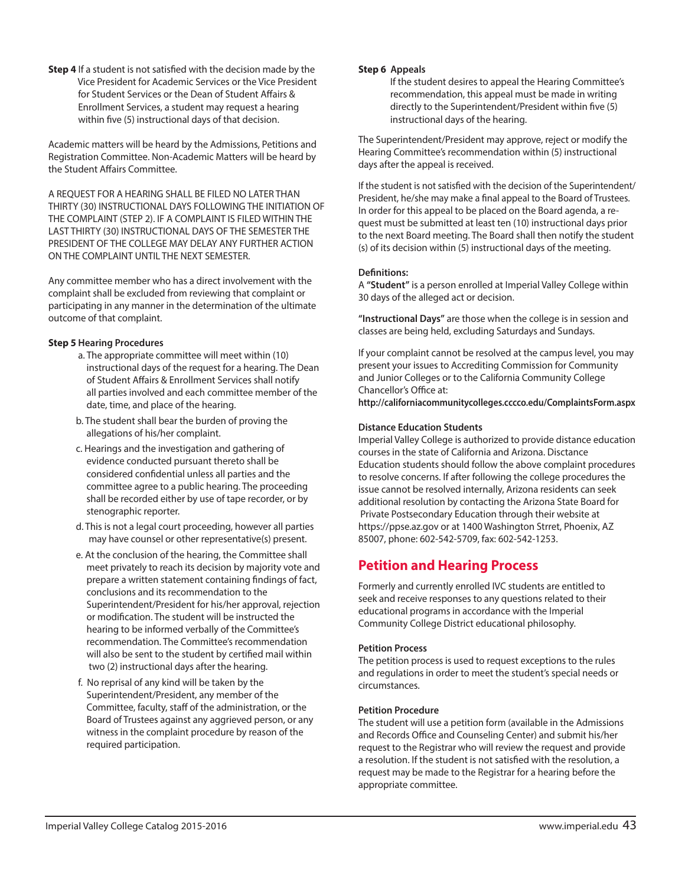**Step 4** If a student is not satisfied with the decision made by the Vice President for Academic Services or the Vice President for Student Services or the Dean of Student Affairs & Enrollment Services, a student may request a hearing within five (5) instructional days of that decision.

Academic matters will be heard by the Admissions, Petitions and Registration Committee. Non-Academic Matters will be heard by the Student Affairs Committee.

A REQUEST FOR A HEARING SHALL BE FILED NO LATER THAN THIRTY (30) INSTRUCTIONAL DAYS FOLLOWING THE INITIATION OF THE COMPLAINT (STEP 2). IF A COMPLAINT IS FILED WITHIN THE LAST THIRTY (30) INSTRUCTIONAL DAYS OF THE SEMESTER THE PRESIDENT OF THE COLLEGE MAY DELAY ANY FURTHER ACTION ON THE COMPLAINT UNTIL THE NEXT SEMESTER.

Any committee member who has a direct involvement with the complaint shall be excluded from reviewing that complaint or participating in any manner in the determination of the ultimate outcome of that complaint.

**Step 5 Hearing Procedures**

a. The appropriate committee will meet within (10) instructional days of the request for a hearing. The Dean of Student Affairs & Enrollment Services shall notify all parties involved and each committee member of the date, time, and place of the hearing.

b. The student shall bear the burden of proving the allegations of his/her complaint.

c. Hearings and the investigation and gathering of evidence conducted pursuant thereto shall be considered confidential unless all parties and the committee agree to a public hearing. The proceeding shall be recorded either by use of tape recorder, or by stenographic reporter.

d. This is not a legal court proceeding, however all parties may have counsel or other representative(s) present.

e. At the conclusion of the hearing, the Committee shall meet privately to reach its decision by majority vote and prepare a written statement containing findings of fact, conclusions and its recommendation to the Superintendent/President for his/her approval, rejection or modification. The student will be instructed the hearing to be informed verbally of the Committee's recommendation. The Committee's recommendation will also be sent to the student by certified mail within two (2) instructional days after the hearing.

f. No reprisal of any kind will be taken by the Superintendent/President, any member of the Committee, faculty, staff of the administration, or the Board of Trustees against any aggrieved person, or any witness in the complaint procedure by reason of the required participation.

**Step 6 Appeals**

If the student desires to appeal the Hearing Committee's recommendation, this appeal must be made in writing directly to the Superintendent/President within five (5) instructional days of the hearing.

The Superintendent/President may approve, reject or modify the Hearing Committee's recommendation within (5) instructional days after the appeal is received.

If the student is not satisfied with the decision of the Superintendent/President, he/she may make a final appeal to the Board of Trustees. In order for this appeal to be placed on the Board agenda, a request must be submitted at least ten (10) instructional days prior to the next Board meeting. The Board shall then notify the student (s) of its decision within (5) instructional days of the meeting.

**Definitions:**

A **"Student"** is a person enrolled at Imperial Valley College within 30 days of the alleged act or decision.

**"Instructional Days"** are those when the college is in session and classes are being held, excluding Saturdays and Sundays.

If your complaint cannot be resolved at the campus level, you may present your issues to Accrediting Commission for Community and Junior Colleges or to the California Community College Chancellor's Office at:
**http://californiacommunitycolleges.cccco.edu/ComplaintsForm.aspx**

**Distance Education Students**

Imperial Valley College is authorized to provide distance education courses in the state of California and Arizona. Disctance Education students should follow the above complaint procedures to resolve concerns. If after following the college procedures the issue cannot be resolved internally, Arizona residents can seek additional resolution by contacting the Arizona State Board for Private Postsecondary Education through their website at https://ppse.az.gov or at 1400 Washington Strret, Phoenix, AZ 85007, phone: 602-542-5709, fax: 602-542-1253.

## Petition and Hearing Process

Formerly and currently enrolled IVC students are entitled to seek and receive responses to any questions related to their educational programs in accordance with the Imperial Community College District educational philosophy.

**Petition Process**

The petition process is used to request exceptions to the rules and regulations in order to meet the student's special needs or circumstances.

**Petition Procedure**

The student will use a petition form (available in the Admissions and Records Office and Counseling Center) and submit his/her request to the Registrar who will review the request and provide a resolution. If the student is not satisfied with the resolution, a request may be made to the Registrar for a hearing before the appropriate committee.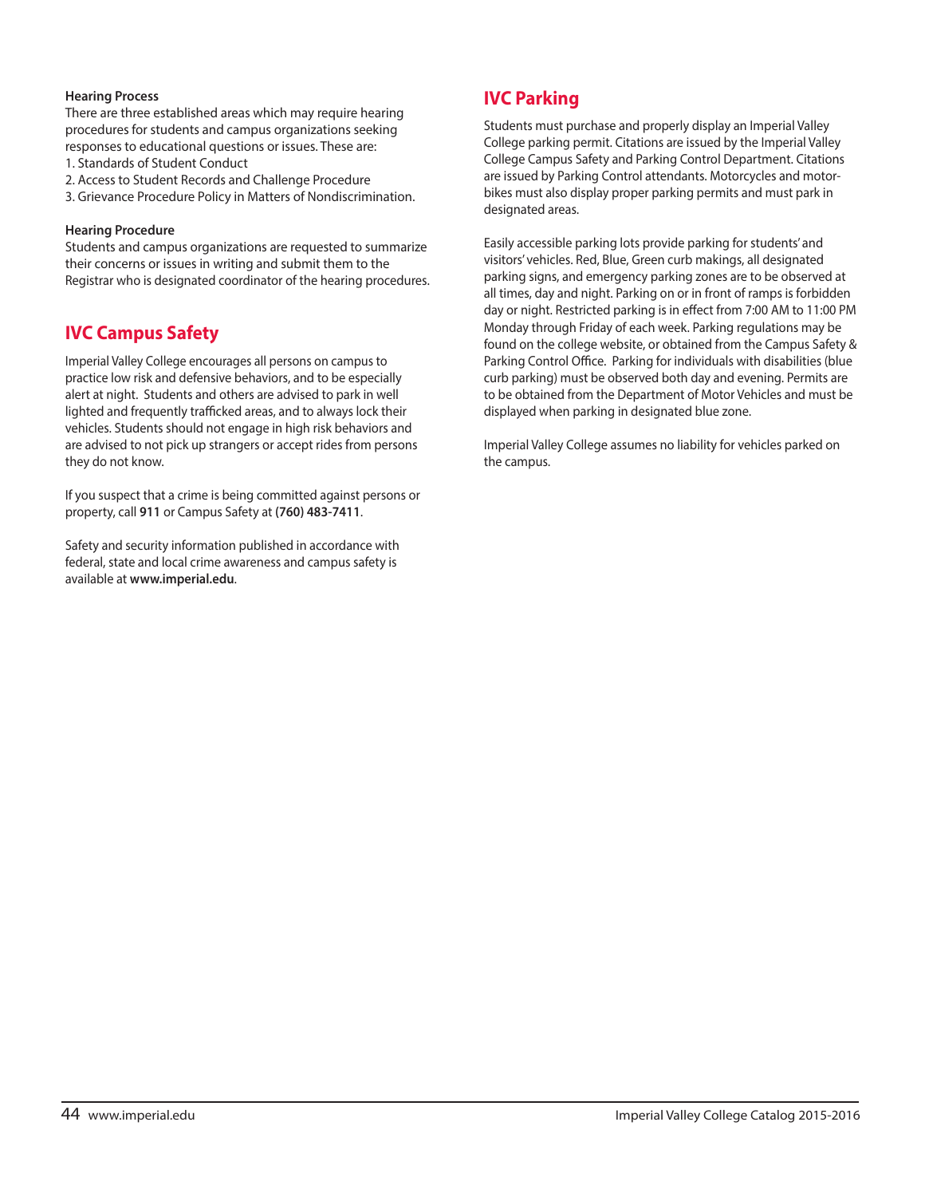**Hearing Process**

There are three established areas which may require hearing procedures for students and campus organizations seeking responses to educational questions or issues. These are:

1. Standards of Student Conduct
2. Access to Student Records and Challenge Procedure
3. Grievance Procedure Policy in Matters of Nondiscrimination.

**Hearing Procedure**

Students and campus organizations are requested to summarize their concerns or issues in writing and submit them to the Registrar who is designated coordinator of the hearing procedures.

## IVC Campus Safety

Imperial Valley College encourages all persons on campus to practice low risk and defensive behaviors, and to be especially alert at night. Students and others are advised to park in well lighted and frequently trafficked areas, and to always lock their vehicles. Students should not engage in high risk behaviors and are advised to not pick up strangers or accept rides from persons they do not know.

If you suspect that a crime is being committed against persons or property, call **911** or Campus Safety at **(760) 483-7411**.

Safety and security information published in accordance with federal, state and local crime awareness and campus safety is available at **www.imperial.edu**.

## IVC Parking

Students must purchase and properly display an Imperial Valley College parking permit. Citations are issued by the Imperial Valley College Campus Safety and Parking Control Department. Citations are issued by Parking Control attendants. Motorcycles and motorbikes must also display proper parking permits and must park in designated areas.

Easily accessible parking lots provide parking for students' and visitors' vehicles. Red, Blue, Green curb makings, all designated parking signs, and emergency parking zones are to be observed at all times, day and night. Parking on or in front of ramps is forbidden day or night. Restricted parking is in effect from 7:00 AM to 11:00 PM Monday through Friday of each week. Parking regulations may be found on the college website, or obtained from the Campus Safety & Parking Control Office. Parking for individuals with disabilities (blue curb parking) must be observed both day and evening. Permits are to be obtained from the Department of Motor Vehicles and must be displayed when parking in designated blue zone.

Imperial Valley College assumes no liability for vehicles parked on the campus.